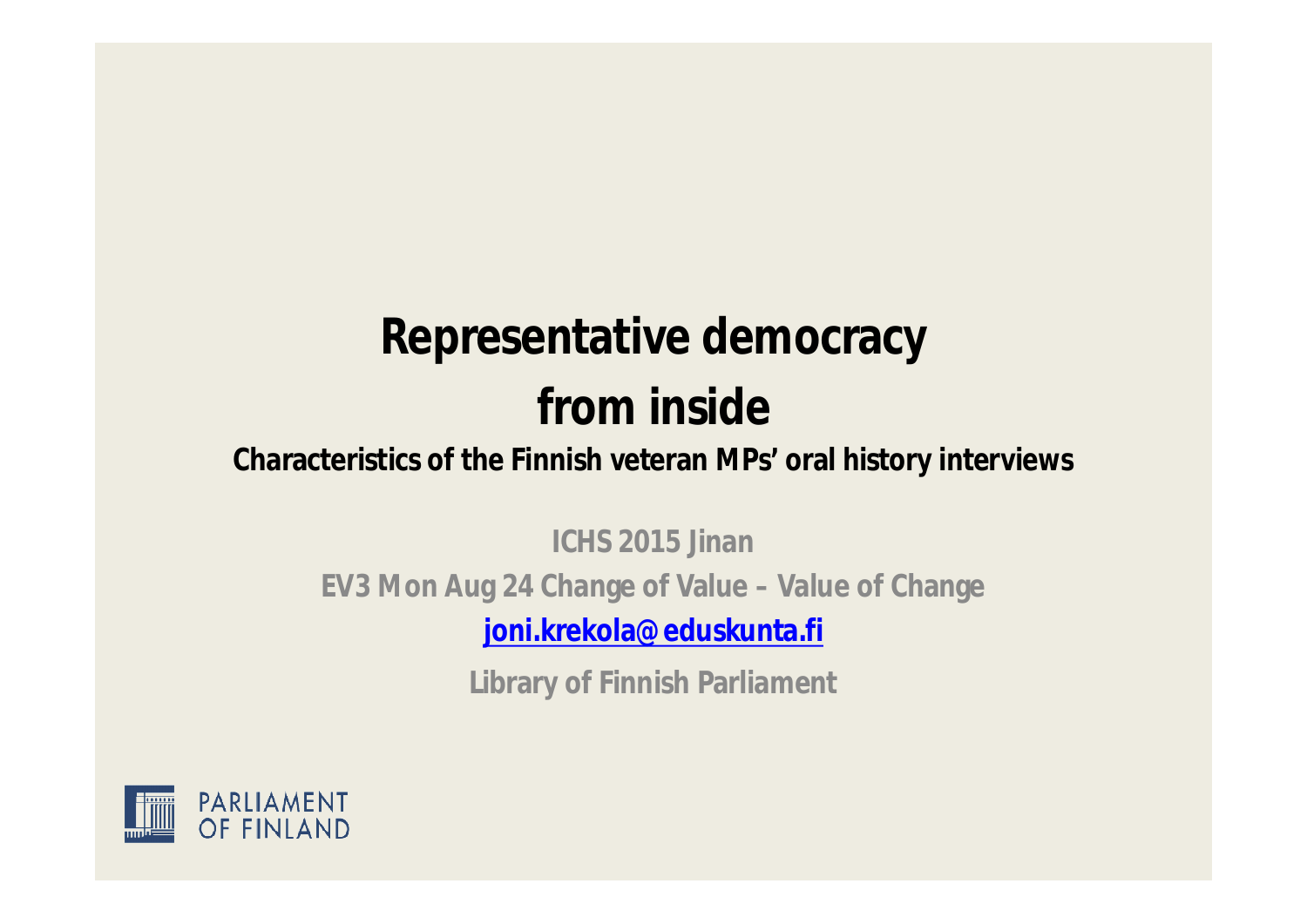# Representative democracy from inside

## Characteristics of the Finnish veteran MPs' oral history interviews

ICHS 2015 Jinan

EV3 Mon Aug 24 Change of Value – Value of Change

[joni.krekola@eduskunta.fi](mailto:joni.krekola@eduskunta.fi)

Library of Finnish Parliament

PARLIAMENT OF FINLAND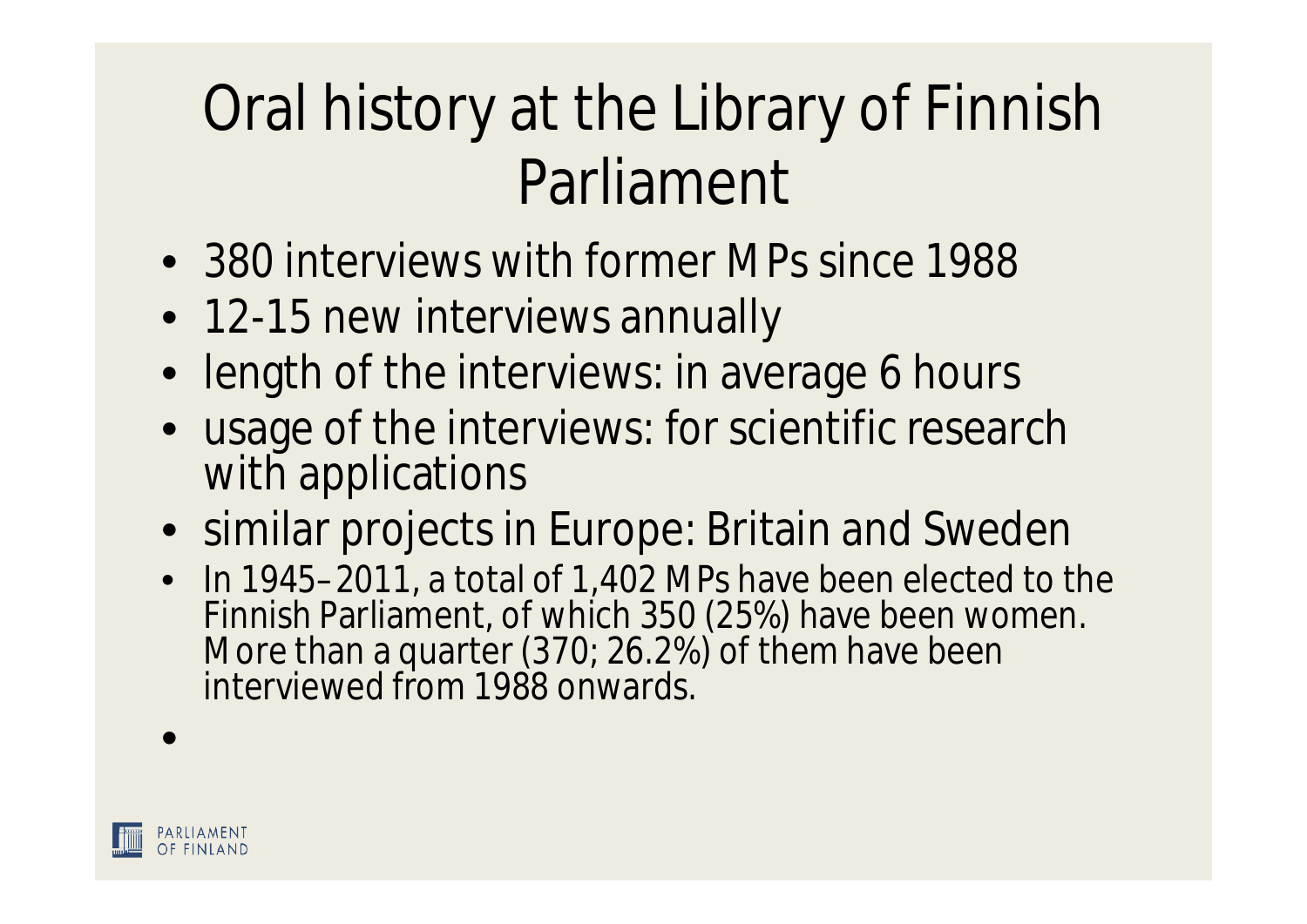# Oral history at the Library of Finnish Parliament

- 380 interviews with former MPs since 1988
- 12-15 new interviews annually
- length of the interviews: in average 6 hours
- usage of the interviews: for scientific research with applications
- similar projects in Europe: Britain and Sweden
- In 1945–2011, a total of 1,402 MPs have been elected to the Finnish Parliament, of which 350 (25%) have been women. More than a quarter (370; 26.2%) of them have been interviewed from 1988 onwards.

PARLIAMENT OF FINLAND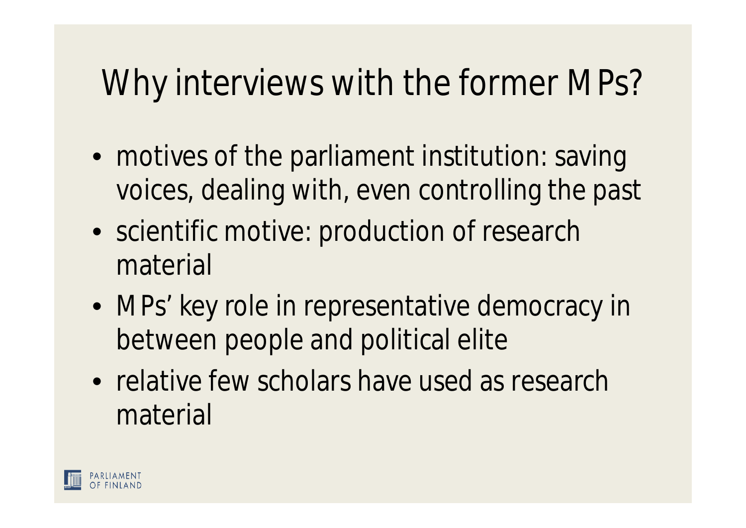# Why interviews with the former MPs?

- motives of the parliament institution: saving voices, dealing with, even controlling the past
- scientific motive: production of research material
- MPs' key role in representative democracy in between people and political elite
- relative few scholars have used as research material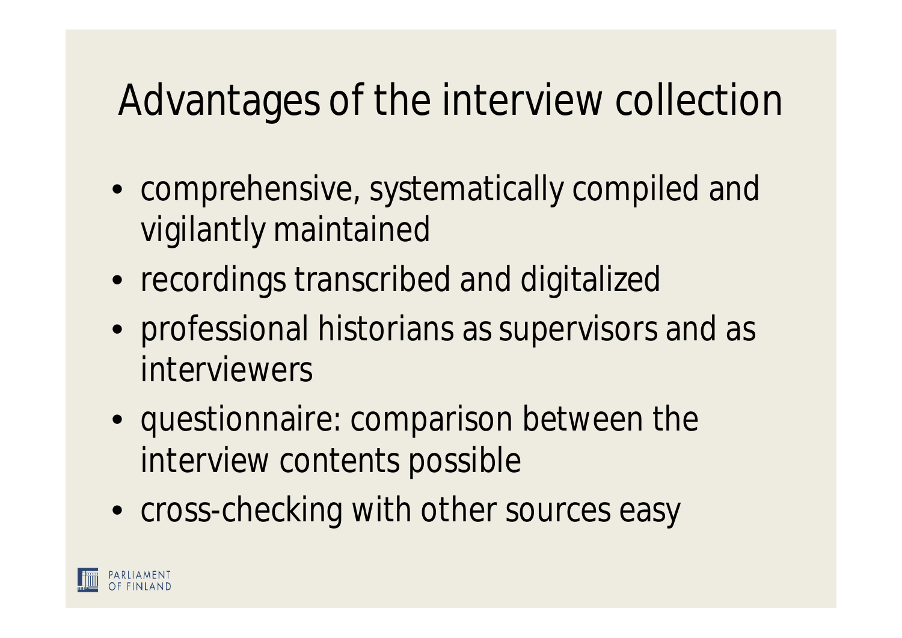# Advantages of the interview collection

- comprehensive, systematically compiled and vigilantly maintained
- recordings transcribed and digitalized
- professional historians as supervisors and as interviewers
- questionnaire: comparison between the interview contents possible
- cross-checking with other sources easy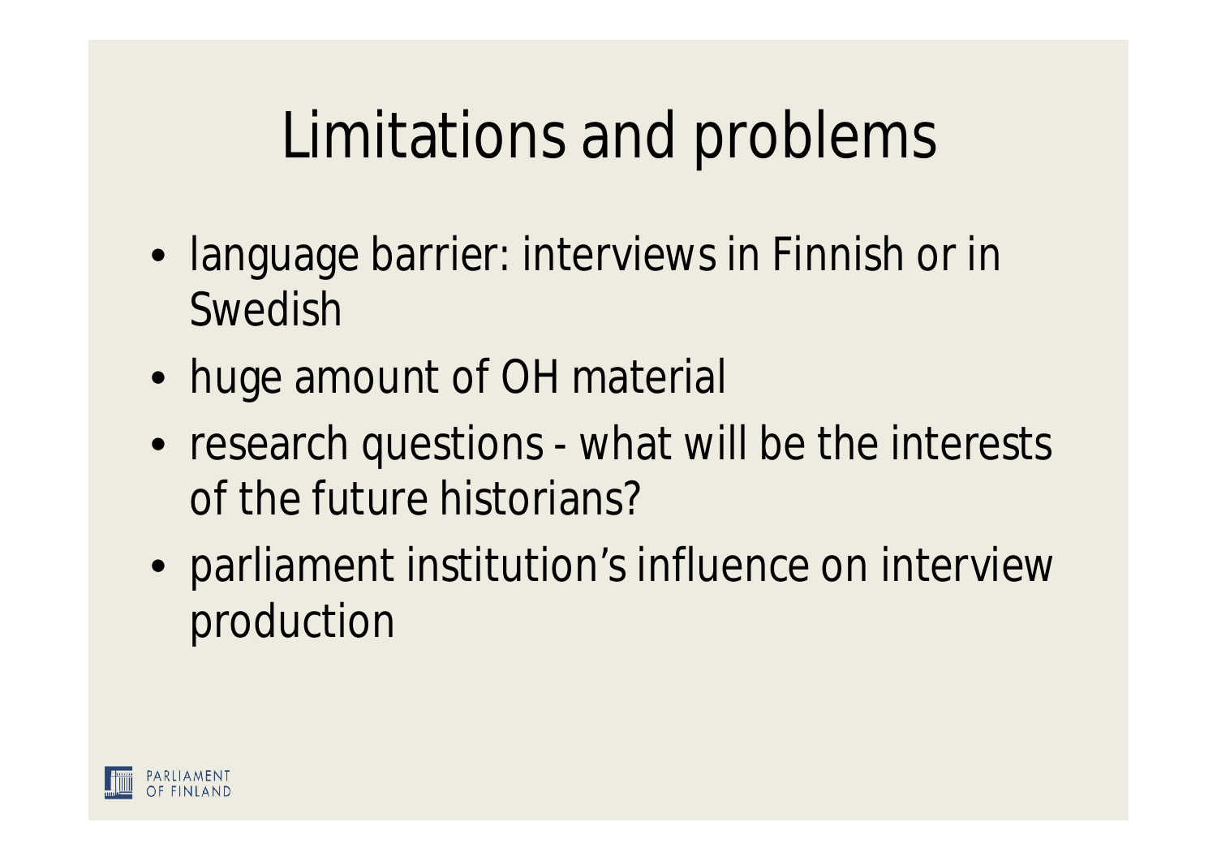# Limitations and problems

- language barrier: interviews in Finnish or in Swedish
- huge amount of OH material
- research questions - what will be the interests of the future historians?
- parliament institution's influence on interview production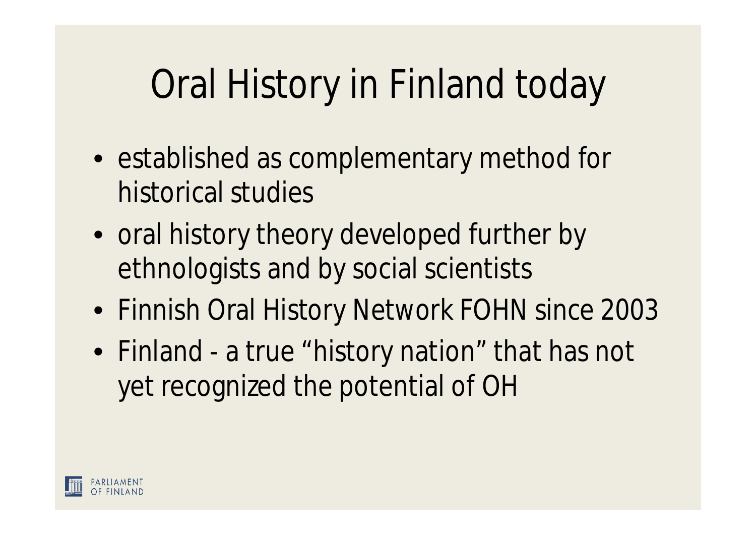# Oral History in Finland today

- established as complementary method for historical studies
- oral history theory developed further by ethnologists and by social scientists
- Finnish Oral History Network FOHN since 2003
- Finland - a true "history nation" that has not yet recognized the potential of OH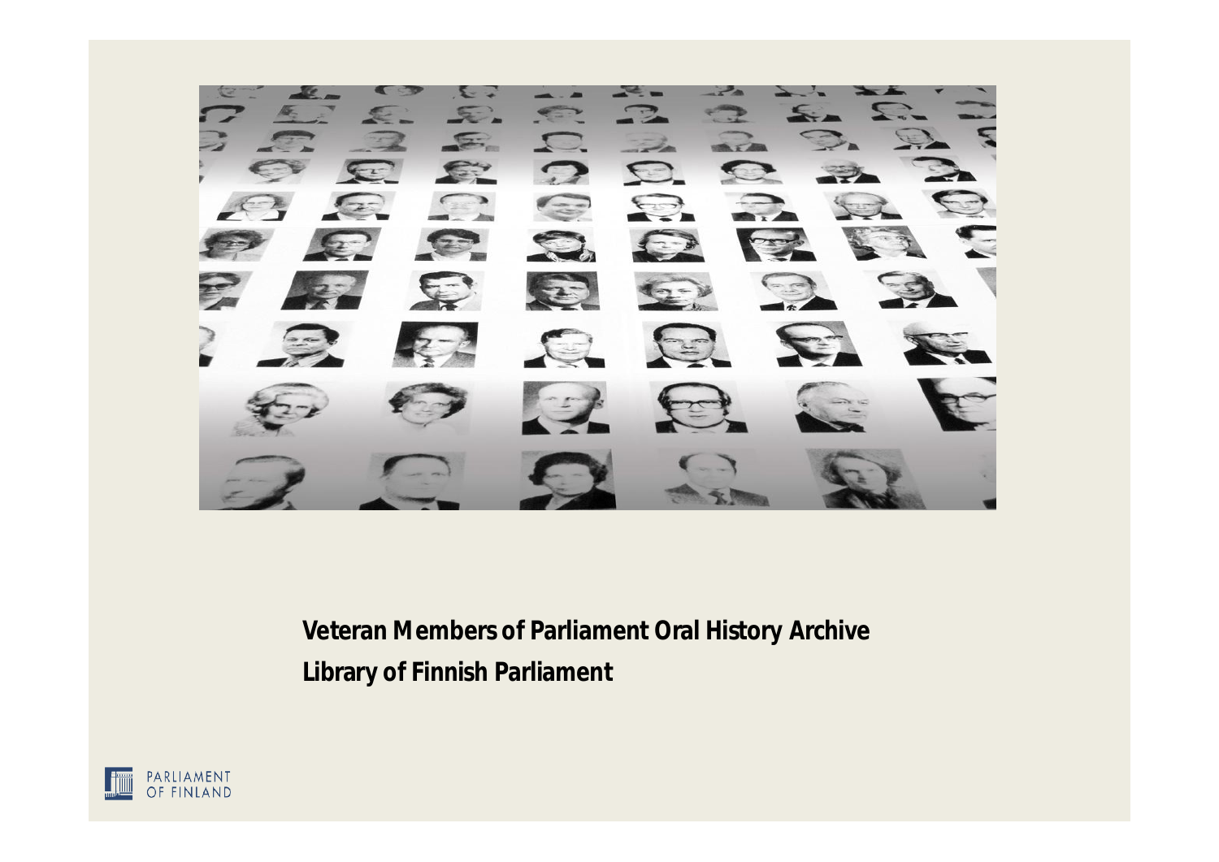**Veteran Members of Parliament Oral History Archive**

**Library of Finnish Parliament**

PARLIAMENT OF FINLAND